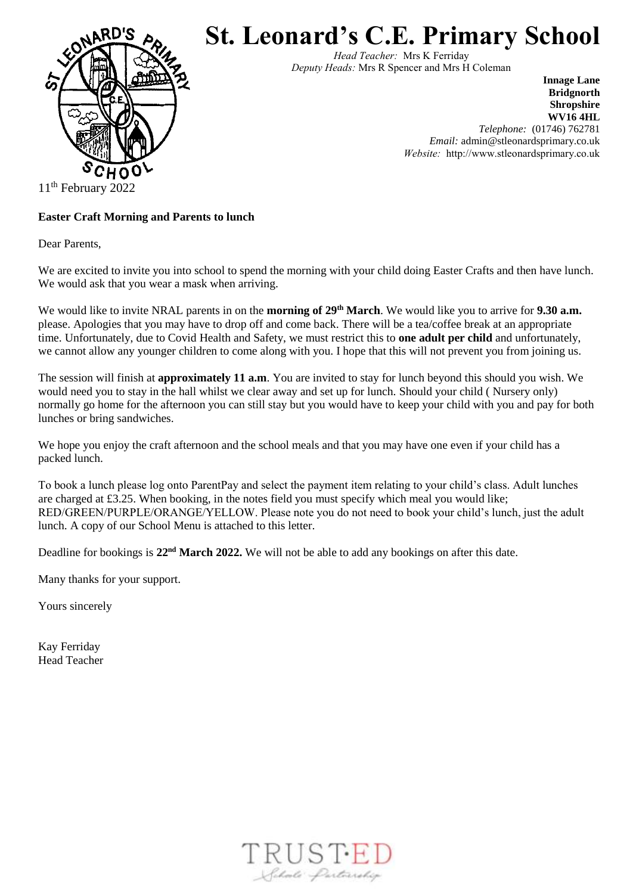# St. Leonard's C.E. Primary School

*Head Teacher:* Mrs K Ferriday
*Deputy Heads:* Mrs R Spencer and Mrs H Coleman

**Innage Lane**
**Bridgnorth**
**Shropshire**
**WV16 4HL**
*Telephone:* (01746) 762781
*Email:* admin@stleonardsprimary.co.uk
*Website:* http://www.stleonardsprimary.co.uk

11th February 2022

**Easter Craft Morning and Parents to lunch**

Dear Parents,

We are excited to invite you into school to spend the morning with your child doing Easter Crafts and then have lunch. We would ask that you wear a mask when arriving.

We would like to invite NRAL parents in on the **morning of 29th March**. We would like you to arrive for **9.30 a.m.** please. Apologies that you may have to drop off and come back. There will be a tea/coffee break at an appropriate time. Unfortunately, due to Covid Health and Safety, we must restrict this to **one adult per child** and unfortunately, we cannot allow any younger children to come along with you. I hope that this will not prevent you from joining us.

The session will finish at **approximately 11 a.m**. You are invited to stay for lunch beyond this should you wish. We would need you to stay in the hall whilst we clear away and set up for lunch. Should your child ( Nursery only) normally go home for the afternoon you can still stay but you would have to keep your child with you and pay for both lunches or bring sandwiches.

We hope you enjoy the craft afternoon and the school meals and that you may have one even if your child has a packed lunch.

To book a lunch please log onto ParentPay and select the payment item relating to your child's class. Adult lunches are charged at £3.25. When booking, in the notes field you must specify which meal you would like; RED/GREEN/PURPLE/ORANGE/YELLOW. Please note you do not need to book your child's lunch, just the adult lunch. A copy of our School Menu is attached to this letter.

Deadline for bookings is **22nd March 2022.** We will not be able to add any bookings on after this date.

Many thanks for your support.

Yours sincerely

Kay Ferriday
Head Teacher

TRUST·ED
Schools Partnership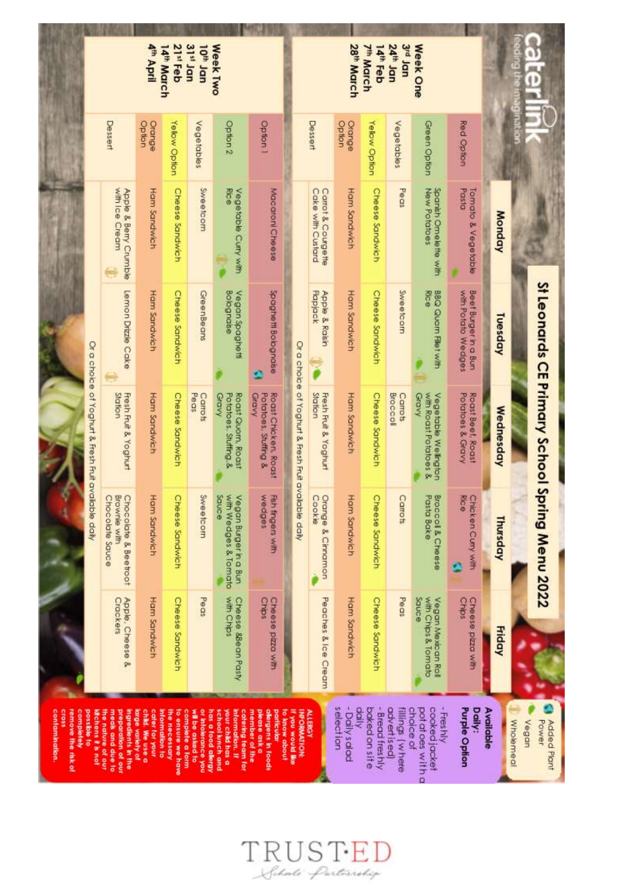# St Leonards CE Primary School Spring Menu 2022

caterlink
feeding the imagination

Added Plant Power
Vegan
Wholemeal

## Week One

3rd Jan
24th Jan
14th Feb
7th March
28th March

| | Monday | Tuesday | Wednesday | Thursday | Friday |
|---|---|---|---|---|---|
| Red Option | Tomato & Vegetable Pasta | Beef Burger in a Bun with Potato Wedges | Roast Beef, Roast Potatoes & Gravy | Chicken Curry with Rice | Cheese pizza with Chips |
| Green Option | Spanish Omelette with New Potatoes | BBQ Quorn Fillet with Rice | Vegetable Wellington with Roast Potatoes & Gravy | Broccoli & Cheese Pasta Bake | Vegan Mexican Roll with Chips & Tomato Sauce |
| Vegetables | Peas | Sweetcorn | Carrots Broccoli | Carrots | Peas |
| Yellow Option | Cheese Sandwich | Cheese Sandwich | Cheese Sandwich | Cheese Sandwich | Cheese Sandwich |
| Orange Option | Ham Sandwich | Ham Sandwich | Ham Sandwich | Ham Sandwich | Ham Sandwich |
| Dessert | Carrot & Courgette Cake with Custard | Apple & Raisin Flapjack | Fresh Fruit & Yoghurt Station | Orange & Cinnamon Cookie | Peaches & Ice Cream |

Or a choice of Yoghurt & Fresh Fruit available daily

## Week Two

10th Jan
31st Jan
21st Feb
14th March
4th April

| | Monday | Tuesday | Wednesday | Thursday | Friday |
|---|---|---|---|---|---|
| Option 1 | Macaroni Cheese | Spaghetti Bolognaise | Roast Chicken, Roast Potatoes, Stuffing & Gravy | Fish fingers with wedges | Cheese pizza with Chips |
| Option 2 | Vegetable Curry with Rice | Vegan Spaghetti Bolognaise | Roast Quorn, Roast Potatoes, Stuffing & Gravy | Vegan Burger in a Bun with Wedges & Tomato Sauce | Cheese &Bean Pasty with Chips |
| Vegetables | Sweetcorn | GreenBeans | Carrots Peas | Sweetcorn | Peas |
| Yellow Option | Cheese Sandwich | Cheese Sandwich | Cheese Sandwich | Cheese Sandwich | Cheese Sandwich |
| Orange Option | Ham Sandwich | Ham Sandwich | Ham Sandwich | Ham Sandwich | Ham Sandwich |
| Dessert | Apple & Berry Crumble with Ice Cream | Lemon Drizzle Cake | Fresh Fruit & Yoghurt Station | Chocolate & Beetroot Brownie with Chocolate Sauce | Apple, Cheese & Crackers |

Or a choice of Yoghurt & Fresh Fruit available daily

**Available Daily: Purple Option**

- Freshly cooked jacket potatoes with a choice of fillings (where advertised)
- Bread freshly baked on site daily
- Daily salad selection

**ALLERGY INFORMATION:** If you would like to know about particular allergens in foods please ask a member of the catering team for information. If your child has a school lunch and has a food allergy or intolerance you will be asked to complete a form to ensure we have the necessary information to cater for your child. We use a large variety of ingredients in the preparation of our meals and due to the nature of our kitchens it is not possible to completely remove the risk of cross contamination.

TRUST·ED
Schools Partnership